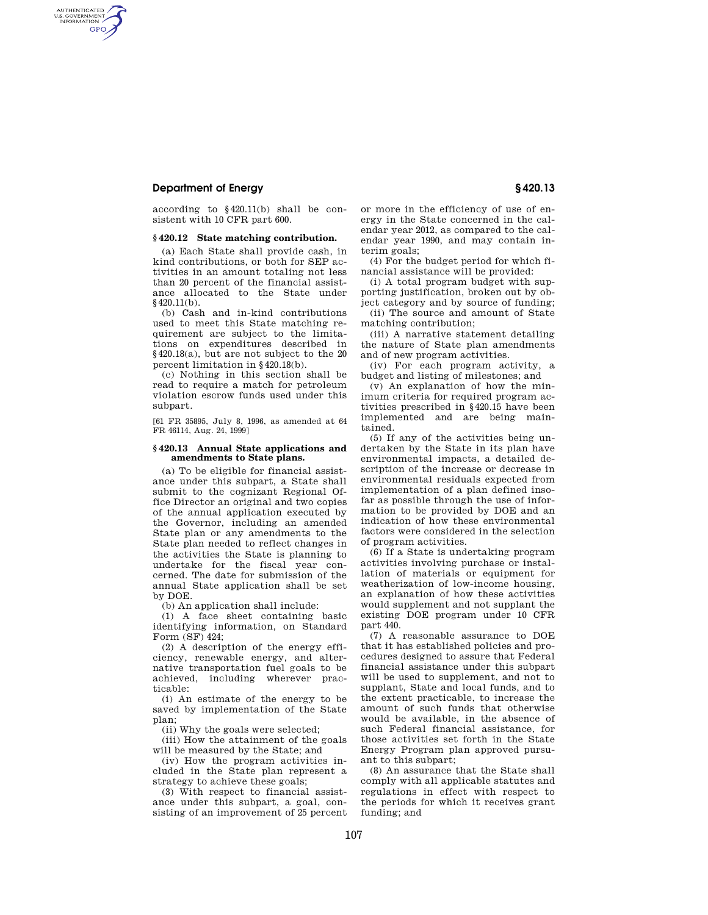according to §420.11(b) shall be consistent with 10 CFR part 600.

### §420.12 State matching contribution.

(a) Each State shall provide cash, in kind contributions, or both for SEP activities in an amount totaling not less than 20 percent of the financial assistance allocated to the State under §420.11(b).

(b) Cash and in-kind contributions used to meet this State matching requirement are subject to the limitations on expenditures described in §420.18(a), but are not subject to the 20 percent limitation in §420.18(b).

(c) Nothing in this section shall be read to require a match for petroleum violation escrow funds used under this subpart.

[61 FR 35895, July 8, 1996, as amended at 64 FR 46114, Aug. 24, 1999]

### §420.13 Annual State applications and amendments to State plans.

(a) To be eligible for financial assistance under this subpart, a State shall submit to the cognizant Regional Office Director an original and two copies of the annual application executed by the Governor, including an amended State plan or any amendments to the State plan needed to reflect changes in the activities the State is planning to undertake for the fiscal year concerned. The date for submission of the annual State application shall be set by DOE.

(b) An application shall include:

(1) A face sheet containing basic identifying information, on Standard Form (SF) 424;

(2) A description of the energy efficiency, renewable energy, and alternative transportation fuel goals to be achieved, including wherever practicable:

(i) An estimate of the energy to be saved by implementation of the State plan;

(ii) Why the goals were selected;

(iii) How the attainment of the goals will be measured by the State; and

(iv) How the program activities included in the State plan represent a strategy to achieve these goals;

(3) With respect to financial assistance under this subpart, a goal, consisting of an improvement of 25 percent or more in the efficiency of use of energy in the State concerned in the calendar year 2012, as compared to the calendar year 1990, and may contain interim goals;

(4) For the budget period for which financial assistance will be provided:

(i) A total program budget with supporting justification, broken out by object category and by source of funding;

(ii) The source and amount of State matching contribution;

(iii) A narrative statement detailing the nature of State plan amendments and of new program activities.

(iv) For each program activity, a budget and listing of milestones; and

(v) An explanation of how the minimum criteria for required program activities prescribed in §420.15 have been implemented and are being maintained.

(5) If any of the activities being undertaken by the State in its plan have environmental impacts, a detailed description of the increase or decrease in environmental residuals expected from implementation of a plan defined insofar as possible through the use of information to be provided by DOE and an indication of how these environmental factors were considered in the selection of program activities.

(6) If a State is undertaking program activities involving purchase or installation of materials or equipment for weatherization of low-income housing, an explanation of how these activities would supplement and not supplant the existing DOE program under 10 CFR part 440.

(7) A reasonable assurance to DOE that it has established policies and procedures designed to assure that Federal financial assistance under this subpart will be used to supplement, and not to supplant, State and local funds, and to the extent practicable, to increase the amount of such funds that otherwise would be available, in the absence of such Federal financial assistance, for those activities set forth in the State Energy Program plan approved pursuant to this subpart;

(8) An assurance that the State shall comply with all applicable statutes and regulations in effect with respect to the periods for which it receives grant funding; and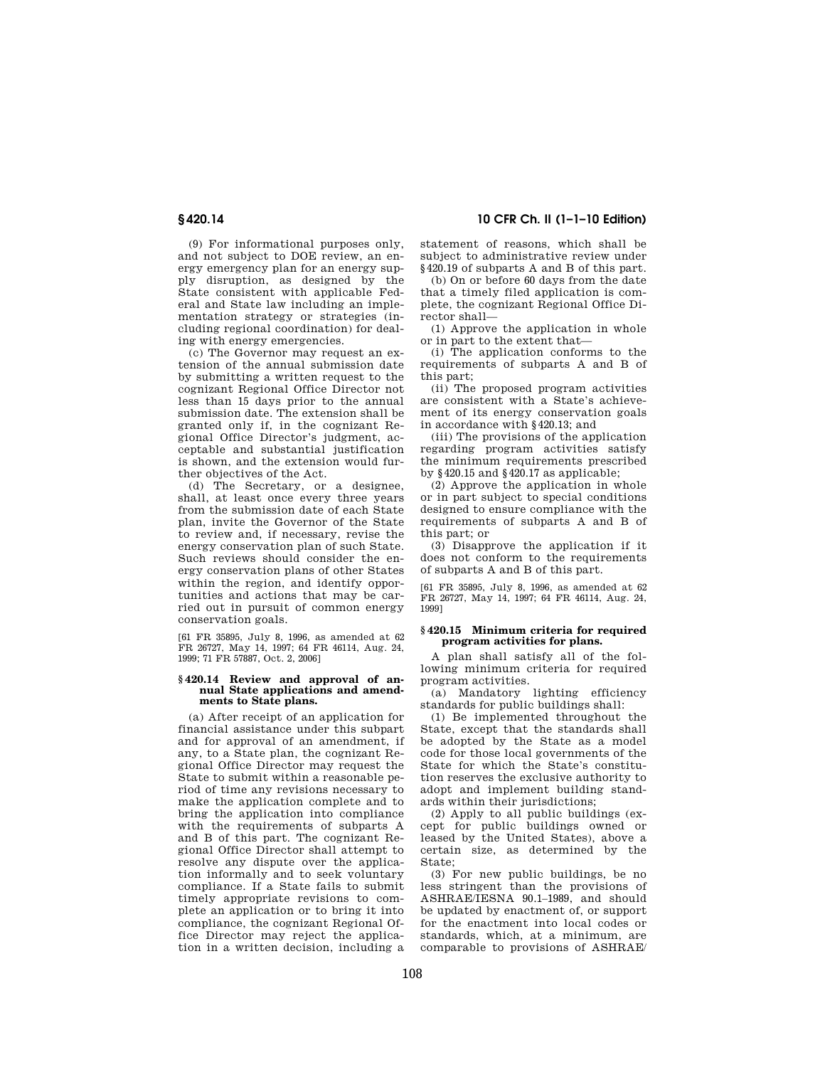(9) For informational purposes only, and not subject to DOE review, an energy emergency plan for an energy supply disruption, as designed by the State consistent with applicable Federal and State law including an implementation strategy or strategies (including regional coordination) for dealing with energy emergencies.

(c) The Governor may request an extension of the annual submission date by submitting a written request to the cognizant Regional Office Director not less than 15 days prior to the annual submission date. The extension shall be granted only if, in the cognizant Regional Office Director's judgment, acceptable and substantial justification is shown, and the extension would further objectives of the Act.

(d) The Secretary, or a designee, shall, at least once every three years from the submission date of each State plan, invite the Governor of the State to review and, if necessary, revise the energy conservation plan of such State. Such reviews should consider the energy conservation plans of other States within the region, and identify opportunities and actions that may be carried out in pursuit of common energy conservation goals.

[61 FR 35895, July 8, 1996, as amended at 62 FR 26727, May 14, 1997; 64 FR 46114, Aug. 24, 1999; 71 FR 57887, Oct. 2, 2006]

### § 420.14 Review and approval of annual State applications and amendments to State plans.

(a) After receipt of an application for financial assistance under this subpart and for approval of an amendment, if any, to a State plan, the cognizant Regional Office Director may request the State to submit within a reasonable period of time any revisions necessary to make the application complete and to bring the application into compliance with the requirements of subparts A and B of this part. The cognizant Regional Office Director shall attempt to resolve any dispute over the application informally and to seek voluntary compliance. If a State fails to submit timely appropriate revisions to complete an application or to bring it into compliance, the cognizant Regional Office Director may reject the application in a written decision, including a statement of reasons, which shall be subject to administrative review under §420.19 of subparts A and B of this part.

(b) On or before 60 days from the date that a timely filed application is complete, the cognizant Regional Office Director shall—

(1) Approve the application in whole or in part to the extent that—

(i) The application conforms to the requirements of subparts A and B of this part;

(ii) The proposed program activities are consistent with a State's achievement of its energy conservation goals in accordance with §420.13; and

(iii) The provisions of the application regarding program activities satisfy the minimum requirements prescribed by §420.15 and §420.17 as applicable;

(2) Approve the application in whole or in part subject to special conditions designed to ensure compliance with the requirements of subparts A and B of this part; or

(3) Disapprove the application if it does not conform to the requirements of subparts A and B of this part.

[61 FR 35895, July 8, 1996, as amended at 62 FR 26727, May 14, 1997; 64 FR 46114, Aug. 24, 1999]

### § 420.15 Minimum criteria for required program activities for plans.

A plan shall satisfy all of the following minimum criteria for required program activities.

(a) Mandatory lighting efficiency standards for public buildings shall:

(1) Be implemented throughout the State, except that the standards shall be adopted by the State as a model code for those local governments of the State for which the State's constitution reserves the exclusive authority to adopt and implement building standards within their jurisdictions;

(2) Apply to all public buildings (except for public buildings owned or leased by the United States), above a certain size, as determined by the State;

(3) For new public buildings, be no less stringent than the provisions of ASHRAE/IESNA 90.1–1989, and should be updated by enactment of, or support for the enactment into local codes or standards, which, at a minimum, are comparable to provisions of ASHRAE/